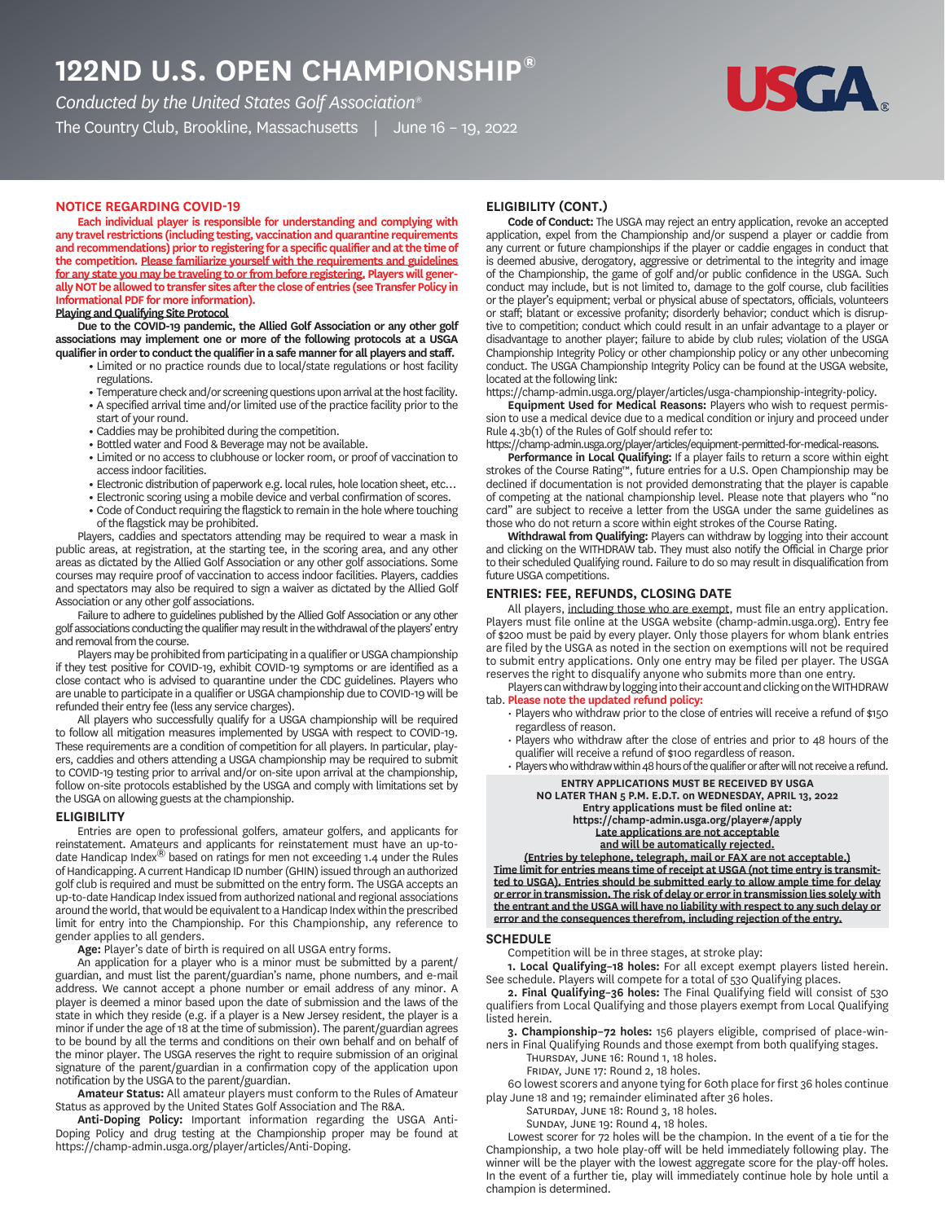# 122ND U.S. OPEN CHAMPIONSHIP®

*Conducted by the United States Golf Association®*

The Country Club, Brookline, Massachusetts | June 16 – 19, 2022

USGA®

## NOTICE REGARDING COVID-19

**Each individual player is responsible for understanding and complying with any travel restrictions (including testing, vaccination and quarantine requirements and recommendations) prior to registering for a specific qualifier and at the time of the competition. Please familiarize yourself with the requirements and guidelines for any state you may be traveling to or from before registering. Players will generally NOT be allowed to transfer sites after the close of entries (see Transfer Policy in Informational PDF for more information).**

**Playing and Qualifying Site Protocol**

**Due to the COVID-19 pandemic, the Allied Golf Association or any other golf associations may implement one or more of the following protocols at a USGA qualifier in order to conduct the qualifier in a safe manner for all players and staff.**

- Limited or no practice rounds due to local/state regulations or host facility regulations.
- Temperature check and/or screening questions upon arrival at the host facility.
- A specified arrival time and/or limited use of the practice facility prior to the start of your round.
- Caddies may be prohibited during the competition.
- Bottled water and Food & Beverage may not be available.
- Limited or no access to clubhouse or locker room, or proof of vaccination to access indoor facilities.
- Electronic distribution of paperwork e.g. local rules, hole location sheet, etc…
- Electronic scoring using a mobile device and verbal confirmation of scores.
- Code of Conduct requiring the flagstick to remain in the hole where touching of the flagstick may be prohibited.

Players, caddies and spectators attending may be required to wear a mask in public areas, at registration, at the starting tee, in the scoring area, and any other areas as dictated by the Allied Golf Association or any other golf associations. Some courses may require proof of vaccination to access indoor facilities. Players, caddies and spectators may also be required to sign a waiver as dictated by the Allied Golf Association or any other golf associations.

Failure to adhere to guidelines published by the Allied Golf Association or any other golf associations conducting the qualifier may result in the withdrawal of the players' entry and removal from the course.

Players may be prohibited from participating in a qualifier or USGA championship if they test positive for COVID-19, exhibit COVID-19 symptoms or are identified as a close contact who is advised to quarantine under the CDC guidelines. Players who are unable to participate in a qualifier or USGA championship due to COVID-19 will be refunded their entry fee (less any service charges).

All players who successfully qualify for a USGA championship will be required to follow all mitigation measures implemented by USGA with respect to COVID-19. These requirements are a condition of competition for all players. In particular, players, caddies and others attending a USGA championship may be required to submit to COVID-19 testing prior to arrival and/or on-site upon arrival at the championship, follow on-site protocols established by the USGA and comply with limitations set by the USGA on allowing guests at the championship.

## ELIGIBILITY

Entries are open to professional golfers, amateur golfers, and applicants for reinstatement. Amateurs and applicants for reinstatement must have an up-to-date Handicap Index® based on ratings for men not exceeding 1.4 under the Rules of Handicapping. A current Handicap ID number (GHIN) issued through an authorized golf club is required and must be submitted on the entry form. The USGA accepts an up-to-date Handicap Index issued from authorized national and regional associations around the world, that would be equivalent to a Handicap Index within the prescribed limit for entry into the Championship. For this Championship, any reference to gender applies to all genders.

**Age:** Player's date of birth is required on all USGA entry forms.

An application for a player who is a minor must be submitted by a parent/guardian, and must list the parent/guardian's name, phone numbers, and e-mail address. We cannot accept a phone number or email address of any minor. A player is deemed a minor based upon the date of submission and the laws of the state in which they reside (e.g. if a player is a New Jersey resident, the player is a minor if under the age of 18 at the time of submission). The parent/guardian agrees to be bound by all the terms and conditions on their own behalf and on behalf of the minor player. The USGA reserves the right to require submission of an original signature of the parent/guardian in a confirmation copy of the application upon notification by the USGA to the parent/guardian.

**Amateur Status:** All amateur players must conform to the Rules of Amateur Status as approved by the United States Golf Association and The R&A.

**Anti-Doping Policy:** Important information regarding the USGA Anti-Doping Policy and drug testing at the Championship proper may be found at https://champ-admin.usga.org/player/articles/Anti-Doping.

## ELIGIBILITY (CONT.)

**Code of Conduct:** The USGA may reject an entry application, revoke an accepted application, expel from the Championship and/or suspend a player or caddie from any current or future championships if the player or caddie engages in conduct that is deemed abusive, derogatory, aggressive or detrimental to the integrity and image of the Championship, the game of golf and/or public confidence in the USGA. Such conduct may include, but is not limited to, damage to the golf course, club facilities or the player's equipment; verbal or physical abuse of spectators, officials, volunteers or staff; blatant or excessive profanity; disorderly behavior; conduct which is disruptive to competition; conduct which could result in an unfair advantage to a player or disadvantage to another player; failure to abide by club rules; violation of the USGA Championship Integrity Policy or other championship policy or any other unbecoming conduct. The USGA Championship Integrity Policy can be found at the USGA website, located at the following link:

https://champ-admin.usga.org/player/articles/usga-championship-integrity-policy.

**Equipment Used for Medical Reasons:** Players who wish to request permission to use a medical device due to a medical condition or injury and proceed under Rule 4.3b(1) of the Rules of Golf should refer to:

https://champ-admin.usga.org/player/articles/equipment-permitted-for-medical-reasons.

**Performance in Local Qualifying:** If a player fails to return a score within eight strokes of the Course Rating™, future entries for a U.S. Open Championship may be declined if documentation is not provided demonstrating that the player is capable of competing at the national championship level. Please note that players who "no card" are subject to receive a letter from the USGA under the same guidelines as those who do not return a score within eight strokes of the Course Rating.

**Withdrawal from Qualifying:** Players can withdraw by logging into their account and clicking on the WITHDRAW tab. They must also notify the Official in Charge prior to their scheduled Qualifying round. Failure to do so may result in disqualification from future USGA competitions.

## ENTRIES: FEE, REFUNDS, CLOSING DATE

All players, including those who are exempt, must file an entry application. Players must file online at the USGA website (champ-admin.usga.org). Entry fee of $200 must be paid by every player. Only those players for whom blank entries are filed by the USGA as noted in the section on exemptions will not be required to submit entry applications. Only one entry may be filed per player. The USGA reserves the right to disqualify anyone who submits more than one entry.

Players can withdraw by logging into their account and clicking on the WITHDRAW tab. **Please note the updated refund policy:**

- Players who withdraw prior to the close of entries will receive a refund of $150 regardless of reason.
- Players who withdraw after the close of entries and prior to 48 hours of the qualifier will receive a refund of $100 regardless of reason.
- Players who withdraw within 48 hours of the qualifier or after will not receive a refund.

**ENTRY APPLICATIONS MUST BE RECEIVED BY USGA NO LATER THAN 5 P.M. E.D.T. on WEDNESDAY, APRIL 13, 2022**
**Entry applications must be filed online at:**
**https://champ-admin.usga.org/player#/apply**
**Late applications are not acceptable and will be automatically rejected.**
**(Entries by telephone, telegraph, mail or FAX are not acceptable.)**
**Time limit for entries means time of receipt at USGA (not time entry is transmitted to USGA). Entries should be submitted early to allow ample time for delay or error in transmission. The risk of delay or error in transmission lies solely with the entrant and the USGA will have no liability with respect to any such delay or error and the consequences therefrom, including rejection of the entry.**

## SCHEDULE

Competition will be in three stages, at stroke play:

**1. Local Qualifying–18 holes:** For all except exempt players listed herein. See schedule. Players will compete for a total of 530 Qualifying places.

**2. Final Qualifying–36 holes:** The Final Qualifying field will consist of 530 qualifiers from Local Qualifying and those players exempt from Local Qualifying listed herein.

**3. Championship–72 holes:** 156 players eligible, comprised of place-winners in Final Qualifying Rounds and those exempt from both qualifying stages.

Thursday, June 16: Round 1, 18 holes.
Friday, June 17: Round 2, 18 holes.

60 lowest scorers and anyone tying for 60th place for first 36 holes continue play June 18 and 19; remainder eliminated after 36 holes.

Saturday, June 18: Round 3, 18 holes.
Sunday, June 19: Round 4, 18 holes.

Lowest scorer for 72 holes will be the champion. In the event of a tie for the Championship, a two hole play-off will be held immediately following play. The winner will be the player with the lowest aggregate score for the play-off holes. In the event of a further tie, play will immediately continue hole by hole until a champion is determined.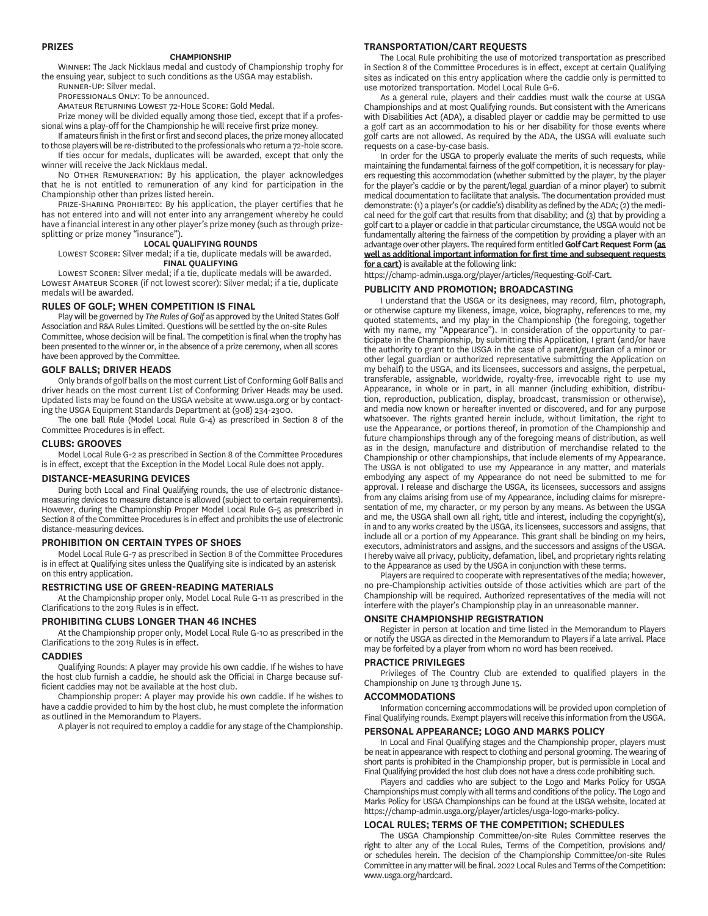## PRIZES

### CHAMPIONSHIP

Winner: The Jack Nicklaus medal and custody of Championship trophy for the ensuing year, subject to such conditions as the USGA may establish.

Runner-Up: Silver medal.

Professionals Only: To be announced.

Amateur Returning Lowest 72-Hole Score: Gold Medal.

Prize money will be divided equally among those tied, except that if a professional wins a play-off for the Championship he will receive first prize money.

If amateurs finish in the first or first and second places, the prize money allocated to those players will be re-distributed to the professionals who return a 72-hole score.

If ties occur for medals, duplicates will be awarded, except that only the winner will receive the Jack Nicklaus medal.

No Other Remuneration: By his application, the player acknowledges that he is not entitled to remuneration of any kind for participation in the Championship other than prizes listed herein.

Prize-Sharing Prohibited: By his application, the player certifies that he has not entered into and will not enter into any arrangement whereby he could have a financial interest in any other player's prize money (such as through prize-splitting or prize money "insurance").

### LOCAL QUALIFYING ROUNDS

Lowest Scorer: Silver medal; if a tie, duplicate medals will be awarded.

### FINAL QUALIFYING

Lowest Scorer: Silver medal; if a tie, duplicate medals will be awarded.

Lowest Amateur Scorer (if not lowest scorer): Silver medal; if a tie, duplicate medals will be awarded.

## RULES OF GOLF; WHEN COMPETITION IS FINAL

Play will be governed by *The Rules of Golf* as approved by the United States Golf Association and R&A Rules Limited. Questions will be settled by the on-site Rules Committee, whose decision will be final. The competition is final when the trophy has been presented to the winner or, in the absence of a prize ceremony, when all scores have been approved by the Committee.

## GOLF BALLS; DRIVER HEADS

Only brands of golf balls on the most current List of Conforming Golf Balls and driver heads on the most current List of Conforming Driver Heads may be used. Updated lists may be found on the USGA website at www.usga.org or by contacting the USGA Equipment Standards Department at (908) 234-2300.

The one ball Rule (Model Local Rule G-4) as prescribed in Section 8 of the Committee Procedures is in effect.

## CLUBS: GROOVES

Model Local Rule G-2 as prescribed in Section 8 of the Committee Procedures is in effect, except that the Exception in the Model Local Rule does not apply.

## DISTANCE-MEASURING DEVICES

During both Local and Final Qualifying rounds, the use of electronic distance-measuring devices to measure distance is allowed (subject to certain requirements). However, during the Championship Proper Model Local Rule G-5 as prescribed in Section 8 of the Committee Procedures is in effect and prohibits the use of electronic distance-measuring devices.

## PROHIBITION ON CERTAIN TYPES OF SHOES

Model Local Rule G-7 as prescribed in Section 8 of the Committee Procedures is in effect at Qualifying sites unless the Qualifying site is indicated by an asterisk on this entry application.

## RESTRICTING USE OF GREEN-READING MATERIALS

At the Championship proper only, Model Local Rule G-11 as prescribed in the Clarifications to the 2019 Rules is in effect.

## PROHIBITING CLUBS LONGER THAN 46 INCHES

At the Championship proper only, Model Local Rule G-10 as prescribed in the Clarifications to the 2019 Rules is in effect.

## CADDIES

Qualifying Rounds: A player may provide his own caddie. If he wishes to have the host club furnish a caddie, he should ask the Official in Charge because sufficient caddies may not be available at the host club.

Championship proper: A player may provide his own caddie. If he wishes to have a caddie provided to him by the host club, he must complete the information as outlined in the Memorandum to Players.

A player is not required to employ a caddie for any stage of the Championship.

## TRANSPORTATION/CART REQUESTS

The Local Rule prohibiting the use of motorized transportation as prescribed in Section 8 of the Committee Procedures is in effect, except at certain Qualifying sites as indicated on this entry application where the caddie only is permitted to use motorized transportation. Model Local Rule G-6.

As a general rule, players and their caddies must walk the course at USGA Championships and at most Qualifying rounds. But consistent with the Americans with Disabilities Act (ADA), a disabled player or caddie may be permitted to use a golf cart as an accommodation to his or her disability for those events where golf carts are not allowed. As required by the ADA, the USGA will evaluate such requests on a case-by-case basis.

In order for the USGA to properly evaluate the merits of such requests, while maintaining the fundamental fairness of the golf competition, it is necessary for players requesting this accommodation (whether submitted by the player, by the player for the player's caddie or by the parent/legal guardian of a minor player) to submit medical documentation to facilitate that analysis. The documentation provided must demonstrate: (1) a player's (or caddie's) disability as defined by the ADA; (2) the medical need for the golf cart that results from that disability; and (3) that by providing a golf cart to a player or caddie in that particular circumstance, the USGA would not be fundamentally altering the fairness of the competition by providing a player with an advantage over other players. The required form entitled **Golf Cart Request Form (as well as additional important information for first time and subsequent requests for a cart)** is available at the following link:

https://champ-admin.usga.org/player/articles/Requesting-Golf-Cart.

## PUBLICITY AND PROMOTION; BROADCASTING

I understand that the USGA or its designees, may record, film, photograph, or otherwise capture my likeness, image, voice, biography, references to me, my quoted statements, and my play in the Championship (the foregoing, together with my name, my "Appearance"). In consideration of the opportunity to participate in the Championship, by submitting this Application, I grant (and/or have the authority to grant to the USGA in the case of a parent/guardian of a minor or other legal guardian or authorized representative submitting the Application on my behalf) to the USGA, and its licensees, successors and assigns, the perpetual, transferable, assignable, worldwide, royalty-free, irrevocable right to use my Appearance, in whole or in part, in all manner (including exhibition, distribution, reproduction, publication, display, broadcast, transmission or otherwise), and media now known or hereafter invented or discovered, and for any purpose whatsoever. The rights granted herein include, without limitation, the right to use the Appearance, or portions thereof, in promotion of the Championship and future championships through any of the foregoing means of distribution, as well as in the design, manufacture and distribution of merchandise related to the Championship or other championships, that include elements of my Appearance. The USGA is not obligated to use my Appearance in any matter, and materials embodying any aspect of my Appearance do not need be submitted to me for approval. I release and discharge the USGA, its licensees, successors and assigns from any claims arising from use of my Appearance, including claims for misrepresentation of me, my character, or my person by any means. As between the USGA and me, the USGA shall own all right, title and interest, including the copyright(s), in and to any works created by the USGA, its licensees, successors and assigns, that include all or a portion of my Appearance. This grant shall be binding on my heirs, executors, administrators and assigns, and the successors and assigns of the USGA. I hereby waive all privacy, publicity, defamation, libel, and proprietary rights relating to the Appearance as used by the USGA in conjunction with these terms.

Players are required to cooperate with representatives of the media; however, no pre-Championship activities outside of those activities which are part of the Championship will be required. Authorized representatives of the media will not interfere with the player's Championship play in an unreasonable manner.

## ONSITE CHAMPIONSHIP REGISTRATION

Register in person at location and time listed in the Memorandum to Players or notify the USGA as directed in the Memorandum to Players if a late arrival. Place may be forfeited by a player from whom no word has been received.

## PRACTICE PRIVILEGES

Privileges of The Country Club are extended to qualified players in the Championship on June 13 through June 15.

## ACCOMMODATIONS

Information concerning accommodations will be provided upon completion of Final Qualifying rounds. Exempt players will receive this information from the USGA.

## PERSONAL APPEARANCE; LOGO AND MARKS POLICY

In Local and Final Qualifying stages and the Championship proper, players must be neat in appearance with respect to clothing and personal grooming. The wearing of short pants is prohibited in the Championship proper, but is permissible in Local and Final Qualifying provided the host club does not have a dress code prohibiting such.

Players and caddies who are subject to the Logo and Marks Policy for USGA Championships must comply with all terms and conditions of the policy. The Logo and Marks Policy for USGA Championships can be found at the USGA website, located at https://champ-admin.usga.org/player/articles/usga-logo-marks-policy.

## LOCAL RULES; TERMS OF THE COMPETITION; SCHEDULES

The USGA Championship Committee/on-site Rules Committee reserves the right to alter any of the Local Rules, Terms of the Competition, provisions and/or schedules herein. The decision of the Championship Committee/on-site Rules Committee in any matter will be final. 2022 Local Rules and Terms of the Competition: www.usga.org/hardcard.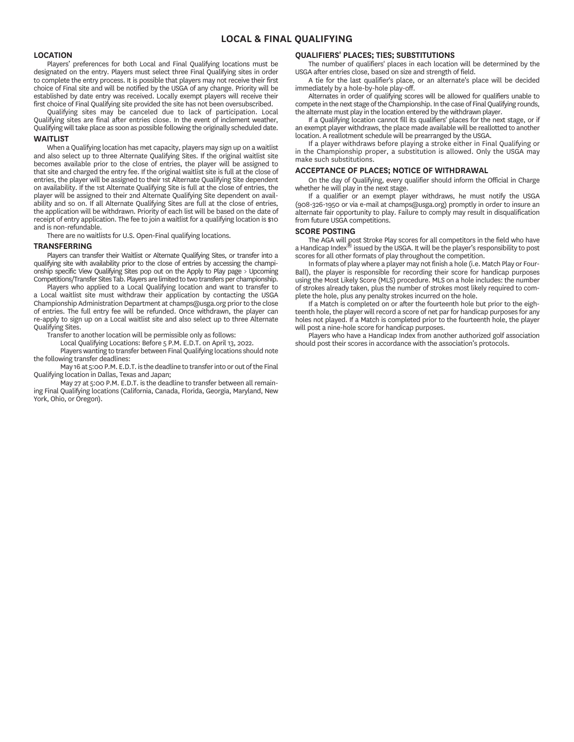# LOCAL & FINAL QUALIFYING

## LOCATION

Players' preferences for both Local and Final Qualifying locations must be designated on the entry. Players must select three Final Qualifying sites in order to complete the entry process. It is possible that players may not receive their first choice of Final site and will be notified by the USGA of any change. Priority will be established by date entry was received. Locally exempt players will receive their first choice of Final Qualifying site provided the site has not been oversubscribed.

Qualifying sites may be canceled due to lack of participation. Local Qualifying sites are final after entries close. In the event of inclement weather, Qualifying will take place as soon as possible following the originally scheduled date.

## WAITLIST

When a Qualifying location has met capacity, players may sign up on a waitlist and also select up to three Alternate Qualifying Sites. If the original waitlist site becomes available prior to the close of entries, the player will be assigned to that site and charged the entry fee. If the original waitlist site is full at the close of entries, the player will be assigned to their 1st Alternate Qualifying Site dependent on availability. If the 1st Alternate Qualifying Site is full at the close of entries, the player will be assigned to their 2nd Alternate Qualifying Site dependent on availability and so on. If all Alternate Qualifying Sites are full at the close of entries, the application will be withdrawn. Priority of each list will be based on the date of receipt of entry application. The fee to join a waitlist for a qualifying location is $10 and is non-refundable.

There are no waitlists for U.S. Open-Final qualifying locations.

## TRANSFERRING

Players can transfer their Waitlist or Alternate Qualifying Sites, or transfer into a qualifying site with availability prior to the close of entries by accessing the championship specific View Qualifying Sites pop out on the Apply to Play page > Upcoming Competitions/Transfer Sites Tab. Players are limited to two transfers per championship.

Players who applied to a Local Qualifying location and want to transfer to a Local waitlist site must withdraw their application by contacting the USGA Championship Administration Department at champs@usga.org prior to the close of entries. The full entry fee will be refunded. Once withdrawn, the player can re-apply to sign up on a Local waitlist site and also select up to three Alternate Qualifying Sites.

Transfer to another location will be permissible only as follows:

Local Qualifying Locations: Before 5 P.M. E.D.T. on April 13, 2022.

Players wanting to transfer between Final Qualifying locations should note the following transfer deadlines:

May 16 at 5:00 P.M. E.D.T. is the deadline to transfer into or out of the Final Qualifying location in Dallas, Texas and Japan;

May 27 at 5:00 P.M. E.D.T. is the deadline to transfer between all remaining Final Qualifying locations (California, Canada, Florida, Georgia, Maryland, New York, Ohio, or Oregon).

## QUALIFIERS' PLACES; TIES; SUBSTITUTIONS

The number of qualifiers' places in each location will be determined by the USGA after entries close, based on size and strength of field.

A tie for the last qualifier's place, or an alternate's place will be decided immediately by a hole-by-hole play-off.

Alternates in order of qualifying scores will be allowed for qualifiers unable to compete in the next stage of the Championship. In the case of Final Qualifying rounds, the alternate must play in the location entered by the withdrawn player.

If a Qualifying location cannot fill its qualifiers' places for the next stage, or if an exempt player withdraws, the place made available will be reallotted to another location. A reallotment schedule will be prearranged by the USGA.

If a player withdraws before playing a stroke either in Final Qualifying or in the Championship proper, a substitution is allowed. Only the USGA may make such substitutions.

## ACCEPTANCE OF PLACES; NOTICE OF WITHDRAWAL

On the day of Qualifying, every qualifier should inform the Official in Charge whether he will play in the next stage.

If a qualifier or an exempt player withdraws, he must notify the USGA (908-326-1950 or via e-mail at champs@usga.org) promptly in order to insure an alternate fair opportunity to play. Failure to comply may result in disqualification from future USGA competitions.

## SCORE POSTING

The AGA will post Stroke Play scores for all competitors in the field who have a Handicap Index® issued by the USGA. It will be the player's responsibility to post scores for all other formats of play throughout the competition.

In formats of play where a player may not finish a hole (i.e. Match Play or Four-Ball), the player is responsible for recording their score for handicap purposes using the Most Likely Score (MLS) procedure. MLS on a hole includes: the number of strokes already taken, plus the number of strokes most likely required to complete the hole, plus any penalty strokes incurred on the hole.

If a Match is completed on or after the fourteenth hole but prior to the eighteenth hole, the player will record a score of net par for handicap purposes for any holes not played. If a Match is completed prior to the fourteenth hole, the player will post a nine-hole score for handicap purposes.

Players who have a Handicap Index from another authorized golf association should post their scores in accordance with the association's protocols.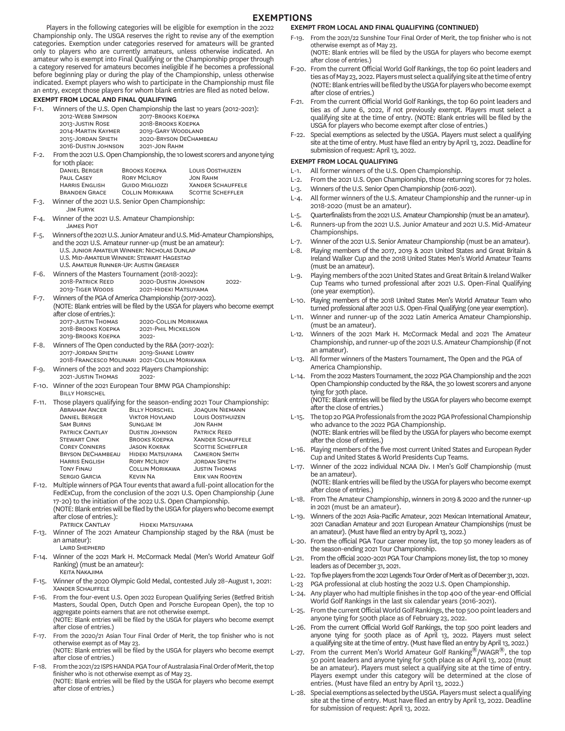# EXEMPTIONS

Players in the following categories will be eligible for exemption in the 2022 Championship only. The USGA reserves the right to revise any of the exemption categories. Exemption under categories reserved for amateurs will be granted only to players who are currently amateurs, unless otherwise indicated. An amateur who is exempt into Final Qualifying or the Championship proper through a category reserved for amateurs becomes ineligible if he becomes a professional before beginning play or during the play of the Championship, unless otherwise indicated. Exempt players who wish to participate in the Championship must file an entry, except those players for whom blank entries are filed as noted below.

## EXEMPT FROM LOCAL AND FINAL QUALIFYING

F-1. Winners of the U.S. Open Championship the last 10 years (2012-2021):

| | |
|---|---|
| 2012-Webb Simpson | 2017-Brooks Koepka |
| 2013-Justin Rose | 2018-Brooks Koepka |
| 2014-Martin Kaymer | 2019-Gary Woodland |
| 2015-Jordan Spieth | 2020-Bryson DeChambeau |
| 2016-Dustin Johnson | 2021-Jon Rahm |

F-2. From the 2021 U.S. Open Championship, the 10 lowest scorers and anyone tying for 10th place:

| | | |
|---|---|---|
| Daniel Berger | Brooks Koepka | Louis Oosthuizen |
| Paul Casey | Rory McIlroy | Jon Rahm |
| Harris English | Guido Migliozzi | Xander Schauffele |
| Branden Grace | Collin Morikawa | Scottie Scheffler |

F-3. Winner of the 2021 U.S. Senior Open Championship:
Jim Furyk

F-4. Winner of the 2021 U.S. Amateur Championship:
James Piot

F-5. Winners of the 2021 U.S. Junior Amateur and U.S. Mid-Amateur Championships, and the 2021 U.S. Amateur runner-up (must be an amateur):
U.S. Junior Amateur Winner: Nicholas Dunlap
U.S. Mid-Amateur Winner: Stewart Hagestad
U.S. Amateur Runner-Up: Austin Greaser

F-6. Winners of the Masters Tournament (2018-2022):

| | | |
|---|---|---|
| 2018-Patrick Reed | 2020-Dustin Johnson | 2022- |
| 2019-Tiger Woods | 2021-Hideki Matsuyama | |

F-7. Winners of the PGA of America Championship (2017-2022).
(NOTE: Blank entries will be filed by the USGA for players who become exempt after close of entries.):

| | |
|---|---|
| 2017-Justin Thomas | 2020-Collin Morikawa |
| 2018-Brooks Koepka | 2021-Phil Mickelson |
| 2019-Brooks Koepka | 2022- |

F-8. Winners of The Open conducted by the R&A (2017-2021):

| | |
|---|---|
| 2017-Jordan Spieth | 2019-Shane Lowry |
| 2018-Francesco Molinari | 2021-Collin Morikawa |

F-9. Winners of the 2021 and 2022 Players Championship:

| | |
|---|---|
| 2021-Justin Thomas | 2022- |

F-10. Winner of the 2021 European Tour BMW PGA Championship:
Billy Horschel

F-11. Those players qualifying for the season-ending 2021 Tour Championship:

| | | |
|---|---|---|
| Abraham Ancer | Billy Horschel | Joaquin Niemann |
| Daniel Berger | Viktor Hovland | Louis Oosthuizen |
| Sam Burns | Sungjae Im | Jon Rahm |
| Patrick Cantlay | Dustin Johnson | Patrick Reed |
| Stewart Cink | Brooks Koepka | Xander Schauffele |
| Corey Conners | Jason Kokrak | Scottie Scheffler |
| Bryson DeChambeau | Hideki Matsuyama | Cameron Smith |
| Harris English | Rory McIlroy | Jordan Spieth |
| Tony Finau | Collin Morikawa | Justin Thomas |
| Sergio Garcia | Kevin Na | Erik van Rooyen |

F-12. Multiple winners of PGA Tour events that award a full-point allocation for the FedExCup, from the conclusion of the 2021 U.S. Open Championship (June 17-20) to the initiation of the 2022 U.S. Open Championship.
(NOTE: Blank entries will be filed by the USGA for players who become exempt after close of entries.):

| | |
|---|---|
| Patrick Cantlay | Hideki Matsuyama |

F-13. Winner of The 2021 Amateur Championship staged by the R&A (must be an amateur):
Laird Shepherd

F-14. Winner of the 2021 Mark H. McCormack Medal (Men's World Amateur Golf Ranking) (must be an amateur):
Keita Nakajima

F-15. Winner of the 2020 Olympic Gold Medal, contested July 28–August 1, 2021:
Xander Schauffele

F-16. From the four-event U.S. Open 2022 European Qualifying Series (Betfred British Masters, Soudal Open, Dutch Open and Porsche European Open), the top 10 aggregate points earners that are not otherwise exempt.
(NOTE: Blank entries will be filed by the USGA for players who become exempt after close of entries.)

F-17. From the 2020/21 Asian Tour Final Order of Merit, the top finisher who is not otherwise exempt as of May 23.
(NOTE: Blank entries will be filed by the USGA for players who become exempt after close of entries.)

F-18. From the 2021/22 ISPS HANDA PGA Tour of Australasia Final Order of Merit, the top finisher who is not otherwise exempt as of May 23.
(NOTE: Blank entries will be filed by the USGA for players who become exempt after close of entries.)

## EXEMPT FROM LOCAL AND FINAL QUALIFYING (CONTINUED)

F-19. From the 2021/22 Sunshine Tour Final Order of Merit, the top finisher who is not otherwise exempt as of May 23.
(NOTE: Blank entries will be filed by the USGA for players who become exempt after close of entries.)

F-20. From the current Official World Golf Rankings, the top 60 point leaders and ties as of May 23, 2022. Players must select a qualifying site at the time of entry (NOTE: Blank entries will be filed by the USGA for players who become exempt after close of entries.)

F-21. From the current Official World Golf Rankings, the top 60 point leaders and ties as of June 6, 2022, if not previously exempt. Players must select a qualifying site at the time of entry. (NOTE: Blank entries will be filed by the USGA for players who become exempt after close of entries.)

F-22. Special exemptions as selected by the USGA. Players must select a qualifying site at the time of entry. Must have filed an entry by April 13, 2022. Deadline for submission of request: April 13, 2022.

## EXEMPT FROM LOCAL QUALIFYING

L-1. All former winners of the U.S. Open Championship.

L-2. From the 2021 U.S. Open Championship, those returning scores for 72 holes.

L-3. Winners of the U.S. Senior Open Championship (2016-2021).

L-4. All former winners of the U.S. Amateur Championship and the runner-up in 2018-2020 (must be an amateur).

L-5. Quarterfinalists from the 2021 U.S. Amateur Championship (must be an amateur).

L-6. Runners-up from the 2021 U.S. Junior Amateur and 2021 U.S. Mid-Amateur Championships.

L-7. Winner of the 2021 U.S. Senior Amateur Championship (must be an amateur).

L-8. Playing members of the 2017, 2019 & 2021 United States and Great Britain & Ireland Walker Cup and the 2018 United States Men's World Amateur Teams (must be an amateur).

L-9. Playing members of the 2021 United States and Great Britain & Ireland Walker Cup Teams who turned professional after 2021 U.S. Open-Final Qualifying (one year exemption).

L-10. Playing members of the 2018 United States Men's World Amateur Team who turned professional after 2021 U.S. Open-Final Qualifying (one year exemption).

L-11. Winner and runner-up of the 2022 Latin America Amateur Championship. (must be an amateur).

L-12. Winners of the 2021 Mark H. McCormack Medal and 2021 The Amateur Championship, and runner-up of the 2021 U.S. Amateur Championship (if not an amateur).

L-13. All former winners of the Masters Tournament, The Open and the PGA of America Championship.

L-14. From the 2022 Masters Tournament, the 2022 PGA Championship and the 2021 Open Championship conducted by the R&A, the 30 lowest scorers and anyone tying for 30th place.
(NOTE: Blank entries will be filed by the USGA for players who become exempt after the close of entries.)

L-15. The top 20 PGA Professionals from the 2022 PGA Professional Championship who advance to the 2022 PGA Championship.
(NOTE: Blank entries will be filed by the USGA for players who become exempt after the close of entries.)

L-16. Playing members of the five most current United States and European Ryder Cup and United States & World Presidents Cup Teams.

L-17. Winner of the 2022 individual NCAA Div. I Men's Golf Championship (must be an amateur).
(NOTE: Blank entries will be filed by the USGA for players who become exempt after close of entries.)

L-18. From The Amateur Championship, winners in 2019 & 2020 and the runner-up in 2021 (must be an amateur).

L-19. Winners of the 2021 Asia-Pacific Amateur, 2021 Mexican International Amateur, 2021 Canadian Amateur and 2021 European Amateur Championships (must be an amateur). (Must have filed an entry by April 13, 2022.)

L-20. From the official PGA Tour career money list, the top 50 money leaders as of the season-ending 2021 Tour Championship.

L-21. From the official 2020-2021 PGA Tour Champions money list, the top 10 money leaders as of December 31, 2021.

L-22. Top five players from the 2021 Legends Tour Order of Merit as of December 31, 2021.

L-23 PGA professional at club hosting the 2022 U.S. Open Championship.

L-24. Any player who had multiple finishes in the top 400 of the year-end Official World Golf Rankings in the last six calendar years (2016-2021).

L-25. From the current Official World Golf Rankings, the top 500 point leaders and anyone tying for 500th place as of February 23, 2022.

L-26. From the current Official World Golf Rankings, the top 500 point leaders and anyone tying for 500th place as of April 13, 2022. Players must select a qualifying site at the time of entry. (Must have filed an entry by April 13, 2022.)

L-27. From the current Men's World Amateur Golf Ranking®/WAGR®, the top 50 point leaders and anyone tying for 50th place as of April 13, 2022 (must be an amateur). Players must select a qualifying site at the time of entry. Players exempt under this category will be determined at the close of entries. (Must have filed an entry by April 13, 2022.)

L-28. Special exemptions as selected by the USGA. Players must select a qualifying site at the time of entry. Must have filed an entry by April 13, 2022. Deadline for submission of request: April 13, 2022.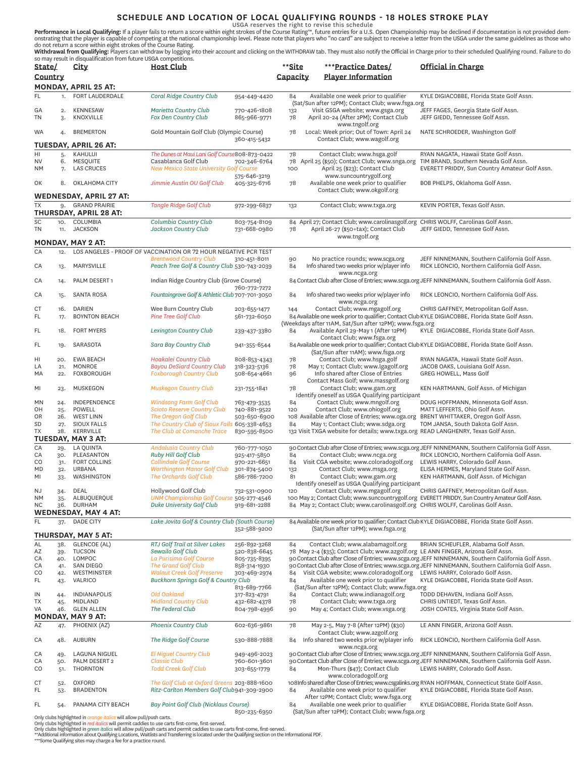# SCHEDULE AND LOCATION OF LOCAL QUALIFYING ROUNDS - 18 HOLES STROKE PLAY

USGA reserves the right to revise this schedule

**Performance in Local Qualifying:** If a player fails to return a score within eight strokes of the Course Rating™, future entries for a U.S. Open Championship may be declined if documentation is not provided demonstrating that the player is capable of competing at the national championship level. Please note that players who "no card" are subject to receive a letter from the USGA under the same guidelines as those who do not return a score within eight strokes of the Course Rating.

**Withdrawal from Qualifying:** Players can withdraw by logging into their account and clicking on the WITHDRAW tab. They must also notify the Official in Charge prior to their scheduled Qualifying round. Failure to do so may result in disqualification from future USGA competitions.

| State/ Country | # | City | Host Club | Phone | **Site Capacity | ***Practice Dates/ Player Information | Official in Charge |
|---|---|---|---|---|---|---|---|
| **MONDAY, APRIL 25 AT:** | | | | | | | |
| FL | 1. | FORT LAUDERDALE | *Coral Ridge Country Club* | 954-449-4420 | 84 | Available one week prior to qualifier (Sat/Sun after 12PM); Contact Club; www.fsga.org | KYLE DIGIACOBBE, Florida State Golf Assn. |
| GA | 2. | KENNESAW | *Marietta Country Club* | 770-426-1808 | 132 | Visit GSGA website; www.gsga.org | JEFF FAGES, Georgia State Golf Assn. |
| TN | 3. | KNOXVILLE | *Fox Den Country Club* | 865-966-9771 | 78 | April 20-24 (After 2PM); Contact Club www.tngolf.org | JEFF GIEDD, Tennessee Golf Assn. |
| WA | 4. | BREMERTON | Gold Mountain Golf Club (Olympic Course) | 360-415-5432 | 78 | Local: Week prior; Out of Town: April 24 Contact Club; www.wagolf.org | NATE SCHROEDER, Washington Golf |
| **TUESDAY, APRIL 26 AT:** | | | | | | | |
| HI | 5. | KAHULUI | *The Dunes at Maui Lani Golf Course* | 808-873-0422 | 78 | Contact Club; www.hsga.golf | RYAN NAGATA, Hawaii State Golf Assn. |
| NV | 6. | MESQUITE | Casablanca Golf Club | 702-346-6764 | 78 | April 25 ($50); Contact Club; www.snga.org | TIM BRAND, Southern Nevada Golf Assn. |
| NM | 7. | LAS CRUCES | *New Mexico State University Golf Course* | 575-646-3219 | 100 | April 25 ($23); Contact Club www.suncountrygolf.org | EVERETT PRIDDY, Sun Country Amateur Golf Assn. |
| OK | 8. | OKLAHOMA CITY | *Jimmie Austin OU Golf Club* | 405-325-6716 | 78 | Available one week prior to qualifier Contact Club; www.okgolf.org | BOB PHELPS, Oklahoma Golf Assn. |
| **WEDNESDAY, APRIL 27 AT:** | | | | | | | |
| TX | 9. | GRAND PRAIRIE | *Tangle Ridge Golf Club* | 972-299-6837 | 132 | Contact Club; www.txga.org | KEVIN PORTER, Texas Golf Assn. |
| **THURSDAY, APRIL 28 AT:** | | | | | | | |
| SC | 10. | COLUMBIA | *Columbia Country Club* | 803-754-8109 | 84 | April 27; Contact Club; www.carolinasgolf.org | CHRIS WOLFF, Carolinas Golf Assn. |
| TN | 11. | JACKSON | *Jackson Country Club* | 731-668-0980 | 78 | April 26-27 ($50+tax); Contact Club www.tngolf.org | JEFF GIEDD, Tennessee Golf Assn. |
| **MONDAY, MAY 2 AT:** | | | | | | | |
| CA | 12. | LOS ANGELES - PROOF OF VACCINATION OR 72 HOUR NEGATIVE PCR TEST | *Brentwood Country Club* | 310-451-8011 | 90 | No practice rounds; www.scga.org | JEFF NINNEMANN, Southern California Golf Assn. |
| CA | 13. | MARYSVILLE | *Peach Tree Golf & Country Club* | 530-743-2039 | 84 | Info shared two weeks prior w/player info www.ncga.org | RICK LEONCIO, Northern California Golf Assn. |
| CA | 14. | PALM DESERT 1 | Indian Ridge Country Club (Grove Course) | 760-772-7272 | 84 | Contact Club after Close of Entries; www.scga.org | JEFF NINNEMANN, Southern California Golf Assn. |
| CA | 15. | SANTA ROSA | *Fountaingrove Golf & Athletic Club* | 707-701-3050 | 84 | Info shared two weeks prior w/player info www.ncga.org | RICK LEONCIO, Northern California Golf Ass. |
| CT | 16. | DARIEN | Wee Burn Country Club | 203-655-1477 | 144 | Contact Club; www.mgagolf.org | CHRIS GAFFNEY, Metropolitan Golf Assn. |
| FL | 17. | BOYNTON BEACH | *Pine Tree Golf Club* | 561-732-6050 | 84 | Available one week prior to qualifier; Contact Club (Weekdays after 11AM, Sat/Sun after 12PM); www.fsga.org | KYLE DIGIACOBBE, Florida State Golf Assn. |
| FL | 18. | FORT MYERS | *Lexington Country Club* | 239-437-3380 | 84 | Available April 29-May 1 (After 12PM) Contact Club; www.fsga.org | KYLE DIGIACOBBE, Florida State Golf Assn. |
| FL | 19. | SARASOTA | *Sara Bay Country Club* | 941-355-6544 | 84 | Available one week prior to qualifier; Contact Club (Sat/Sun after 11AM); www.fsga.org | KYLE DIGIACOBBE, Florida State Golf Assn. |
| HI | 20. | EWA BEACH | *Hoakalei Country Club* | 808-853-4343 | 78 | Contact Club; www.hsga.golf | RYAN NAGATA, Hawaii State Golf Assn. |
| LA | 21. | MONROE | *Bayou DeSiard Country Club* | 318-323-5136 | 78 | May 1; Contact Club; www.lgagolf.org | JACOB OAKS, Louisiana Golf Assn. |
| MA | 22. | FOXBOROUGH | *Foxborough Country Club* | 508-654-4661 | 96 | Info shared after Close of Entries Contact Mass Golf; www.massgolf.org | GREG HOWELL, Mass Golf |
| MI | 23. | MUSKEGON | *Muskegon Country Club* | 231-755-1841 | 78 | Contact Club; www.gam.org Identify oneself as USGA Qualifying participant | KEN HARTMANN, Golf Assn. of Michigan |
| MN | 24. | INDEPENDENCE | *Windsong Farm Golf Club* | 763-479-3535 | 84 | Contact Club; www.mngolf.org | DOUG HOFFMANN, Minnesota Golf Assn. |
| OH | 25. | POWELL | *Scioto Reserve Country Club* | 740-881-9522 | 120 | Contact Club; www.ohiogolf.org | MATT LEFFERTS, Ohio Golf Assn. |
| OR | 26. | WEST LINN | *The Oregon Golf Club* | 503-650-6900 | 108 | Available after Close of Entries; www.oga.org | BRENT WHITTAKER, Oregon Golf Assn. |
| SD | 27. | SIOUX FALLS | *The Country Club of Sioux Falls* | 605-338-4653 | 84 | May 1; Contact Club; www.sdga.org | TOM JANSA, South Dakota Golf Assn. |
| TX | 28. | KERRVILLE | *The Club at Comanche Trace* | 830-595-8500 | 132 | Visit TXGA website for details; www.txga.org | READ LANGHENRY, Texas Golf Assn. |
| **TUESDAY, MAY 3 AT:** | | | | | | | |
| CA | 29. | LA QUINTA | *Andalusia Country Club* | 760-777-1050 | 90 | Contact Club after Close of Entries; www.scga.org | JEFF NINNEMANN, Southern California Golf Assn. |
| CA | 30. | PLEASANTON | *Ruby Hill Golf Club* | 925-417-5850 | 84 | Contact Club; www.ncga.org | RICK LEONCIO, Northern California Golf Assn. |
| CO | 31. | FORT COLLINS | *Collindale Golf Course* | 970-221-6651 | 84 | Visit CGA website; www.coloradogolf.org | LEWIS HARRY, Colorado Golf Assn. |
| MD | 32. | URBANA | *Worthington Manor Golf Club* | 301-874-5400 | 132 | Contact Club; www.msga.org | ELISA HERMES, Maryland State Golf Assn. |
| MI | 33. | WASHINGTON | *The Orchards Golf Club* | 586-786-7200 | 81 | Contact Club; www.gam.org Identify oneself as USGA Qualifying participant | KEN HARTMANN, Golf Assn. of Michigan |
| NJ | 34. | DEAL | Hollywood Golf Club | 732-531-0900 | 120 | Contact Club; www.mgagolf.org | CHRIS GAFFNEY, Metropolitan Golf Assn. |
| NM | 35. | ALBUQUERQUE | *UNM Championship Golf Course* | 505-277-4546 | 100 | May 2; Contact Club; www.suncountrygolf.org | EVERETT PRIDDY, Sun Country Amateur Golf Assn. |
| NC | 36. | DURHAM | *Duke University Golf Club* | 919-681-2288 | 84 | May 2; Contact Club; www.carolinasgolf.org | CHRIS WOLFF, Carolinas Golf Assn. |
| **WEDNESDAY, MAY 4 AT:** | | | | | | | |
| FL | 37. | DADE CITY | *Lake Jovita Golf & Country Club (South Course)* | 352-588-9200 | 84 | Available one week prior to qualifier; Contact Club (Sat/Sun after 12PM); www.fsga.org | KYLE DIGIACOBBE, Florida State Golf Assn. |
| **THURSDAY, MAY 5 AT:** | | | | | | | |
| AL | 38. | GLENCOE (AL) | *RTJ Golf Trail at Silver Lakes* | 256-892-3268 | 84 | Contact Club; www.alabamagolf.org | BRIAN SCHEUFLER, Alabama Golf Assn. |
| AZ | 39. | TUCSON | *Sewailo Golf Club* | 520-838-6645 | 78 | May 2-4 ($35); Contact Club; www.azgolf.org | LE ANN FINGER, Arizona Golf Assn. |
| CA | 40. | LOMPOC | *La Purisima Golf Course* | 805-735-8395 | 90 | Contact Club after Close of Entries; www.scga.org | JEFF NINNEMANN, Southern California Golf Assn. |
| CA | 41. | SAN DIEGO | *The Grand Golf Club* | 858-314-1930 | 90 | Contact Club after Close of Entries; www.scga.org | JEFF NINNEMANN, Southern California Golf Assn. |
| CO | 42. | WESTMINSTER | *Walnut Creek Golf Preserve* | 303-469-2974 | 84 | Visit CGA website; www.coloradogolf.org | LEWIS HARRY, Colorado Golf Assn. |
| FL | 43. | VALRICO | *Buckhorn Springs Golf & Country Club* | 813-689-7766 | 84 | Available one week prior to qualifier (Sat/Sun after 12PM); Contact Club; www.fsga.org | KYLE DIGIACOBBE, Florida State Golf Assn. |
| IN | 44. | INDIANAPOLIS | *Old Oakland* | 317-823-4791 | 84 | Contact Club; www.indianagolf.org | TODD DEHAVEN, Indiana Golf Assn. |
| TX | 45. | MIDLAND | *Midland Country Club* | 432-682-4378 | 78 | Contact Club; www.txga.org | CHRIS UNTIEDT, Texas Golf Assn. |
| VA | 46. | GLEN ALLEN | *The Federal Club* | 804-798-4996 | 90 | May 4; Contact Club; www.vsga.org | JOSH COATES, Virginia State Golf Assn. |
| **MONDAY, MAY 9 AT:** | | | | | | | |
| AZ | 47. | PHOENIX (AZ) | *Phoenix Country Club* | 602-636-9861 | 78 | May 2-5, May 7-8 (After 12PM) ($30) Contact Club; www.azgolf.org | LE ANN FINGER, Arizona Golf Assn. |
| CA | 48. | AUBURN | *The Ridge Golf Course* | 530-888-7888 | 84 | Info shared two weeks prior w/player info www.ncga.org | RICK LEONCIO, Northern California Golf Assn. |
| CA | 49. | LAGUNA NIGUEL | *El Niguel Country Club* | 949-496-2023 | 90 | Contact Club after Close of Entries; www.scga.org | JEFF NINNEMANN, Southern California Golf Assn. |
| CA | 50. | PALM DESERT 2 | *Classic Club* | 760-601-3601 | 90 | Contact Club after Close of Entries; www.scga.org | JEFF NINNEMANN, Southern California Golf Assn. |
| CO | 51. | THORNTON | *Todd Creek Golf Club* | 303-655-1779 | 84 | Mon-Thurs ($47); Contact Club www.coloradogolf.org | LEWIS HARRY, Colorado Golf Assn. |
| CT | 52. | OXFORD | *The Golf Club at Oxford Greens* | 203-888-1600 | 108 | Info shared after Close of Entries; www.csgalinks.org | RYAN HOFFMAN, Connecticut State Golf Assn. |
| FL | 53. | BRADENTON | *Ritz-Carlton Members Golf Club* | 941-309-2900 | 84 | Available one week prior to qualifier After 12PM; Contact Club; www.fsga.org | KYLE DIGIACOBBE, Florida State Golf Assn. |
| FL | 54. | PANAMA CITY BEACH | *Bay Point Golf Club (Nicklaus Course)* | 850-235-6950 | 84 | Available one week prior to qualifier (Sat/Sun after 12PM); Contact Club; www.fsga.org | KYLE DIGIACOBBE, Florida State Golf Assn. |

Only clubs highlighted in *orange italics* will allow pull/push carts.
Only clubs highlighted in *red italics* will permit caddies to use carts first-come, first-served.
Only clubs highlighted in *green italics* will allow pull/push carts and permit caddies to use carts first-come, first-served.
**Additional information about Qualifying Locations, Waitlists and Transferring is located under the Qualifying section on the Informational PDF.
***Some Qualifying sites may charge a fee for a practice round.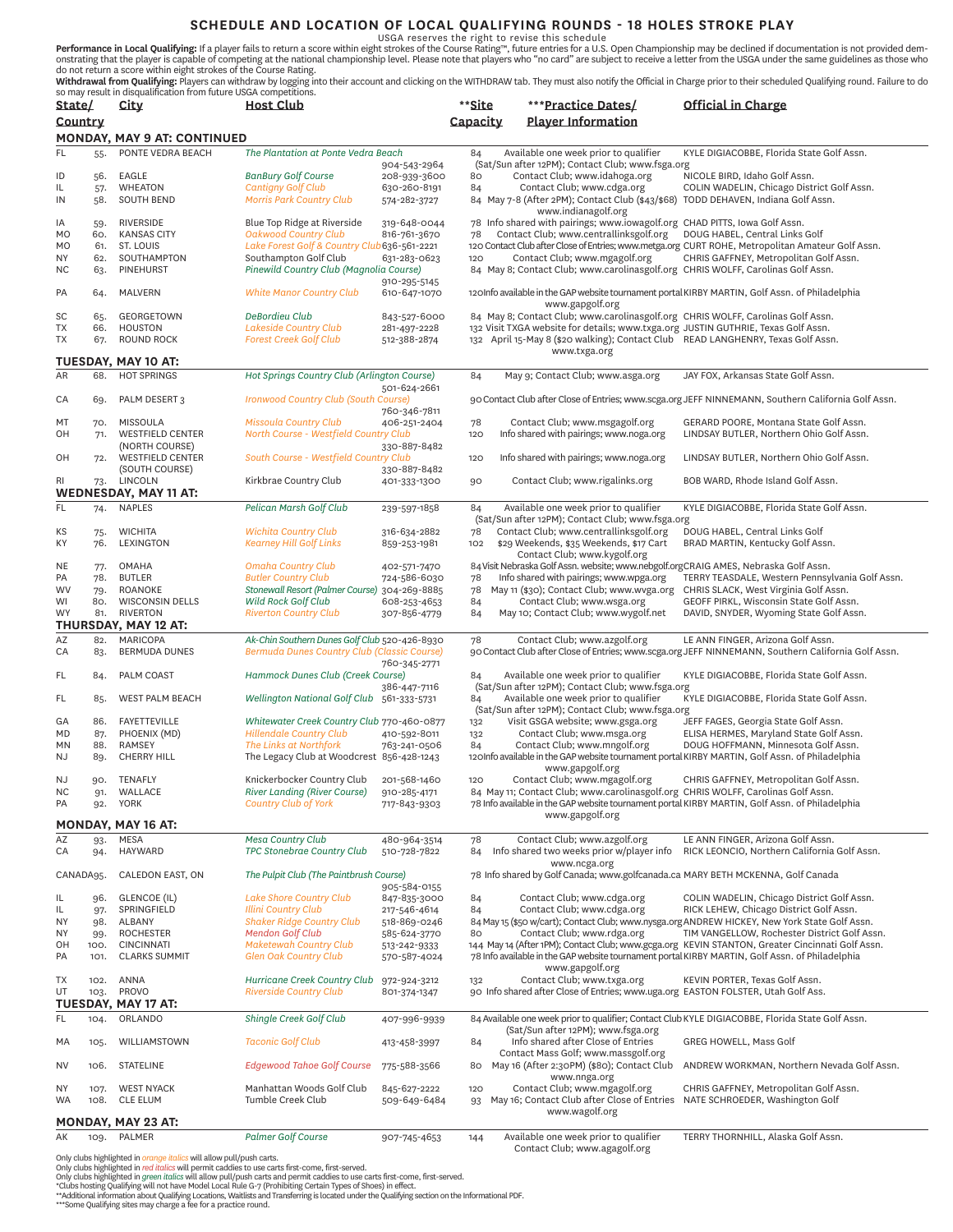# SCHEDULE AND LOCATION OF LOCAL QUALIFYING ROUNDS - 18 HOLES STROKE PLAY

USGA reserves the right to revise this schedule

**Performance in Local Qualifying:** If a player fails to return a score within eight strokes of the Course Rating™, future entries for a U.S. Open Championship may be declined if documentation is not provided demonstrating that the player is capable of competing at the national championship level. Please note that players who "no card" are subject to receive a letter from the USGA under the same guidelines as those who do not return a score within eight strokes of the Course Rating.

**Withdrawal from Qualifying:** Players can withdraw by logging into their account and clicking on the WITHDRAW tab. They must also notify the Official in Charge prior to their scheduled Qualifying round. Failure to do so may result in disqualification from future USGA competitions.

| State/ Country | | City | Host Club | | **Site Capacity | ***Practice Dates/ Player Information | Official in Charge |
|---|---|---|---|---|---|---|---|
| **MONDAY, MAY 9 AT: CONTINUED** | | | | | | | |
| FL | 55. | PONTE VEDRA BEACH | *The Plantation at Ponte Vedra Beach* | 904-543-2964 | 84 | Available one week prior to qualifier (Sat/Sun after 12PM); Contact Club; www.fsga.org | KYLE DIGIACOBBE, Florida State Golf Assn. |
| ID | 56. | EAGLE | *BanBury Golf Course* | 208-939-3600 | 80 | Contact Club; www.idahoga.org | NICOLE BIRD, Idaho Golf Assn. |
| IL | 57. | WHEATON | *Cantigny Golf Club* | 630-260-8191 | 84 | Contact Club; www.cdga.org | COLIN WADELIN, Chicago District Golf Assn. |
| IN | 58. | SOUTH BEND | *Morris Park Country Club* | 574-282-3727 | 84 | May 7-8 (After 2PM); Contact Club ($43/$68) www.indianagolf.org | TODD DEHAVEN, Indiana Golf Assn. |
| IA | 59. | RIVERSIDE | Blue Top Ridge at Riverside | 319-648-0044 | 78 | Info shared with pairings; www.iowagolf.org | CHAD PITTS, Iowa Golf Assn. |
| MO | 60. | KANSAS CITY | *Oakwood Country Club* | 816-761-3670 | 78 | Contact Club; www.centrallinksgolf.org | DOUG HABEL, Central Links Golf |
| MO | 61. | ST. LOUIS | *Lake Forest Golf & Country Club* | 636-561-2221 | 120 | Contact Club after Close of Entries; www.metga.org | CURT ROHE, Metropolitan Amateur Golf Assn. |
| NY | 62. | SOUTHAMPTON | Southampton Golf Club | 631-283-0623 | 120 | Contact Club; www.mgagolf.org | CHRIS GAFFNEY, Metropolitan Golf Assn. |
| NC | 63. | PINEHURST | *Pinewild Country Club (Magnolia Course)* | 910-295-5145 | 84 | May 8; Contact Club; www.carolinasgolf.org | CHRIS WOLFF, Carolinas Golf Assn. |
| PA | 64. | MALVERN | *White Manor Country Club* | 610-647-1070 | 120 | Info available in the GAP website tournament portal www.gapgolf.org | KIRBY MARTIN, Golf Assn. of Philadelphia |
| SC | 65. | GEORGETOWN | *DeBordieu Club* | 843-527-6000 | 84 | May 8; Contact Club; www.carolinasgolf.org | CHRIS WOLFF, Carolinas Golf Assn. |
| TX | 66. | HOUSTON | *Lakeside Country Club* | 281-497-2228 | 132 | Visit TXGA website for details; www.txga.org | JUSTIN GUTHRIE, Texas Golf Assn. |
| TX | 67. | ROUND ROCK | *Forest Creek Golf Club* | 512-388-2874 | 132 | April 15-May 8 ($20 walking); Contact Club www.txga.org | READ LANGHENRY, Texas Golf Assn. |
| **TUESDAY, MAY 10 AT:** | | | | | | | |
| AR | 68. | HOT SPRINGS | *Hot Springs Country Club (Arlington Course)* | 501-624-2661 | 84 | May 9; Contact Club; www.asga.org | JAY FOX, Arkansas State Golf Assn. |
| CA | 69. | PALM DESERT 3 | *Ironwood Country Club (South Course)* | 760-346-7811 | 90 | Contact Club after Close of Entries; www.scga.org | JEFF NINNEMANN, Southern California Golf Assn. |
| MT | 70. | MISSOULA | *Missoula Country Club* | 406-251-2404 | 78 | Contact Club; www.msgagolf.org | GERARD POORE, Montana State Golf Assn. |
| OH | 71. | WESTFIELD CENTER (NORTH COURSE) | *North Course - Westfield Country Club* | 330-887-8482 | 120 | Info shared with pairings; www.noga.org | LINDSAY BUTLER, Northern Ohio Golf Assn. |
| OH | 72. | WESTFIELD CENTER (SOUTH COURSE) | *South Course - Westfield Country Club* | 330-887-8482 | 120 | Info shared with pairings; www.noga.org | LINDSAY BUTLER, Northern Ohio Golf Assn. |
| RI | 73. | LINCOLN | Kirkbrae Country Club | 401-333-1300 | 90 | Contact Club; www.rigalinks.org | BOB WARD, Rhode Island Golf Assn. |
| **WEDNESDAY, MAY 11 AT:** | | | | | | | |
| FL | 74. | NAPLES | *Pelican Marsh Golf Club* | 239-597-1858 | 84 | Available one week prior to qualifier (Sat/Sun after 12PM); Contact Club; www.fsga.org | KYLE DIGIACOBBE, Florida State Golf Assn. |
| KS | 75. | WICHITA | *Wichita Country Club* | 316-634-2882 | 78 | Contact Club; www.centrallinksgolf.org | DOUG HABEL, Central Links Golf |
| KY | 76. | LEXINGTON | *Kearney Hill Golf Links* | 859-253-1981 | 102 | $29 Weekends, $35 Weekends, $17 Cart Contact Club; www.kygolf.org | BRAD MARTIN, Kentucky Golf Assn. |
| NE | 77. | OMAHA | *Omaha Country Club* | 402-571-7470 | 84 | Visit Nebraska Golf Assn. website; www.nebgolf.org | CRAIG AMES, Nebraska Golf Assn. |
| PA | 78. | BUTLER | *Butler Country Club* | 724-586-6030 | 78 | Info shared with pairings; www.wpga.org | TERRY TEASDALE, Western Pennsylvania Golf Assn. |
| WV | 79. | ROANOKE | *Stonewall Resort (Palmer Course)* | 304-269-8885 | 78 | May 11 ($30); Contact Club; www.wvga.org | CHRIS SLACK, West Virginia Golf Assn. |
| WI | 80. | WISCONSIN DELLS | *Wild Rock Golf Club* | 608-253-4653 | 84 | Contact Club; www.wsga.org | GEOFF PIRKL, Wisconsin State Golf Assn. |
| WY | 81. | RIVERTON | *Riverton Country Club* | 307-856-4779 | 84 | May 10; Contact Club; www.wygolf.net | DAVID, SNYDER, Wyoming State Golf Assn. |
| **THURSDAY, MAY 12 AT:** | | | | | | | |
| AZ | 82. | MARICOPA | *Ak-Chin Southern Dunes Golf Club* | 520-426-8930 | 78 | Contact Club; www.azgolf.org | LE ANN FINGER, Arizona Golf Assn. |
| CA | 83. | BERMUDA DUNES | *Bermuda Dunes Country Club (Classic Course)* | 760-345-2771 | 90 | Contact Club after Close of Entries; www.scga.org | JEFF NINNEMANN, Southern California Golf Assn. |
| FL | 84. | PALM COAST | *Hammock Dunes Club (Creek Course)* | 386-447-7116 | 84 | Available one week prior to qualifier (Sat/Sun after 12PM); Contact Club; www.fsga.org | KYLE DIGIACOBBE, Florida State Golf Assn. |
| FL | 85. | WEST PALM BEACH | *Wellington National Golf Club* | 561-333-5731 | 84 | Available one week prior to qualifier (Sat/Sun after 12PM); Contact Club; www.fsga.org | KYLE DIGIACOBBE, Florida State Golf Assn. |
| GA | 86. | FAYETTEVILLE | *Whitewater Creek Country Club* | 770-460-0877 | 132 | Visit GSGA website; www.gsga.org | JEFF FAGES, Georgia State Golf Assn. |
| MD | 87. | PHOENIX (MD) | *Hillendale Country Club* | 410-592-8011 | 132 | Contact Club; www.msga.org | ELISA HERMES, Maryland State Golf Assn. |
| MN | 88. | RAMSEY | *The Links at Northfork* | 763-241-0506 | 84 | Contact Club; www.mngolf.org | DOUG HOFFMANN, Minnesota Golf Assn. |
| NJ | 89. | CHERRY HILL | The Legacy Club at Woodcrest | 856-428-1243 | 120 | Info available in the GAP website tournament portal www.gapgolf.org | KIRBY MARTIN, Golf Assn. of Philadelphia |
| NJ | 90. | TENAFLY | Knickerbocker Country Club | 201-568-1460 | 120 | Contact Club; www.mgagolf.org | CHRIS GAFFNEY, Metropolitan Golf Assn. |
| NC | 91. | WALLACE | *River Landing (River Course)* | 910-285-4171 | 84 | May 11; Contact Club; www.carolinasgolf.org | CHRIS WOLFF, Carolinas Golf Assn. |
| PA | 92. | YORK | *Country Club of York* | 717-843-9303 | 78 | Info available in the GAP website tournament portal www.gapgolf.org | KIRBY MARTIN, Golf Assn. of Philadelphia |
| **MONDAY, MAY 16 AT:** | | | | | | | |
| AZ | 93. | MESA | *Mesa Country Club* | 480-964-3514 | 78 | Contact Club; www.azgolf.org | LE ANN FINGER, Arizona Golf Assn. |
| CA | 94. | HAYWARD | *TPC Stonebrae Country Club* | 510-728-7822 | 84 | Info shared two weeks prior w/player info www.ncga.org | RICK LEONCIO, Northern California Golf Assn. |
| CANADA | 95. | CALEDON EAST, ON | *The Pulpit Club (The Paintbrush Course)* | 905-584-0155 | 78 | Info shared by Golf Canada; www.golfcanada.ca | MARY BETH MCKENNA, Golf Canada |
| IL | 96. | GLENCOE (IL) | *Lake Shore Country Club* | 847-835-3000 | 84 | Contact Club; www.cdga.org | COLIN WADELIN, Chicago District Golf Assn. |
| IL | 97. | SPRINGFIELD | *Illini Country Club* | 217-546-4614 | 84 | Contact Club; www.cdga.org | RICK LEHEW, Chicago District Golf Assn. |
| NY | 98. | ALBANY | *Shaker Ridge Country Club* | 518-869-0246 | 84 | May 15 ($50 w/cart); Contact Club; www.nysga.org | ANDREW HICKEY, New York State Golf Assn. |
| NY | 99. | ROCHESTER | *Mendon Golf Club* | 585-624-3770 | 80 | Contact Club; www.rdga.org | TIM VANGELLOW, Rochester District Golf Assn. |
| OH | 100. | CINCINNATI | *Maketewah Country Club* | 513-242-9333 | 144 | May 14 (After 1PM); Contact Club; www.gcga.org | KEVIN STANTON, Greater Cincinnati Golf Assn. |
| PA | 101. | CLARKS SUMMIT | *Glen Oak Country Club* | 570-587-4024 | 78 | Info available in the GAP website tournament portal www.gapgolf.org | KIRBY MARTIN, Golf Assn. of Philadelphia |
| TX | 102. | ANNA | *Hurricane Creek Country Club* | 972-924-3212 | 132 | Contact Club; www.txga.org | KEVIN PORTER, Texas Golf Assn. |
| UT | 103. | PROVO | *Riverside Country Club* | 801-374-1347 | 90 | Info shared after Close of Entries; www.uga.org | EASTON FOLSTER, Utah Golf Ass. |
| **TUESDAY, MAY 17 AT:** | | | | | | | |
| FL | 104. | ORLANDO | *Shingle Creek Golf Club* | 407-996-9939 | 84 | Available one week prior to qualifier; Contact Club (Sat/Sun after 12PM); www.fsga.org | KYLE DIGIACOBBE, Florida State Golf Assn. |
| MA | 105. | WILLIAMSTOWN | *Taconic Golf Club* | 413-458-3997 | 84 | Info shared after Close of Entries Contact Mass Golf; www.massgolf.org | GREG HOWELL, Mass Golf |
| NV | 106. | STATELINE | *Edgewood Tahoe Golf Course* | 775-588-3566 | 80 | May 16 (After 2:30PM) ($80); Contact Club www.nnga.org | ANDREW WORKMAN, Northern Nevada Golf Assn. |
| NY | 107. | WEST NYACK | Manhattan Woods Golf Club | 845-627-2222 | 120 | Contact Club; www.mgagolf.org | CHRIS GAFFNEY, Metropolitan Golf Assn. |
| WA | 108. | CLE ELUM | Tumble Creek Club | 509-649-6484 | 93 | May 16; Contact Club after Close of Entries www.wagolf.org | NATE SCHROEDER, Washington Golf |
| **MONDAY, MAY 23 AT:** | | | | | | | |
| AK | 109. | PALMER | *Palmer Golf Course* | 907-745-4653 | 144 | Available one week prior to qualifier Contact Club; www.agagolf.org | TERRY THORNHILL, Alaska Golf Assn. |

Only clubs highlighted in *orange italics* will allow pull/push carts.
Only clubs highlighted in *red italics* will permit caddies to use carts first-come, first-served.
Only clubs highlighted in *green italics* will allow pull/push carts and permit caddies to use carts first-come, first-served.
*Clubs hosting Qualifying will not have Model Local Rule G-7 (Prohibiting Certain Types of Shoes) in effect.
**Additional information about Qualifying Locations, Waitlists and Transferring is located under the Qualifying section on the Informational PDF.
***Some Qualifying sites may charge a fee for a practice round.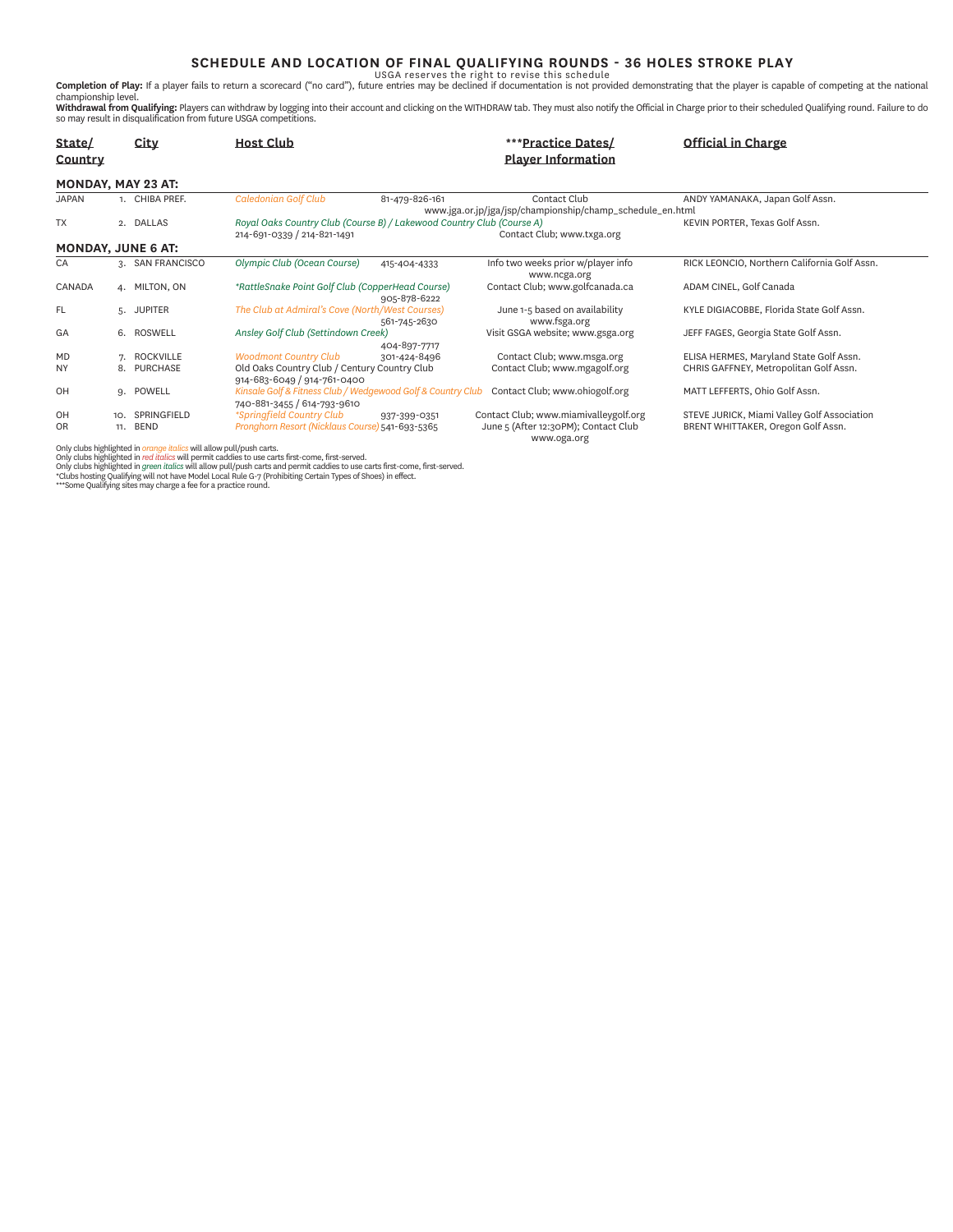## SCHEDULE AND LOCATION OF FINAL QUALIFYING ROUNDS - 36 HOLES STROKE PLAY

USGA reserves the right to revise this schedule

**Completion of Play:** If a player fails to return a scorecard ("no card"), future entries may be declined if documentation is not provided demonstrating that the player is capable of competing at the national championship level.

**Withdrawal from Qualifying:** Players can withdraw by logging into their account and clicking on the WITHDRAW tab. They must also notify the Official in Charge prior to their scheduled Qualifying round. Failure to do so may result in disqualification from future USGA competitions.

| State/ Country | City | Host Club | | ***Practice Dates/ Player Information | Official in Charge |
|---|---|---|---|---|---|
| **MONDAY, MAY 23 AT:** | | | | | |
| JAPAN | 1. CHIBA PREF. | *Caledonian Golf Club* | 81-479-826-161 | Contact Club<br>www.jga.or.jp/jga/jsp/championship/champ_schedule_en.html | ANDY YAMANAKA, Japan Golf Assn. |
| TX | 2. DALLAS | *Royal Oaks Country Club (Course B) / Lakewood Country Club (Course A)*<br>214-691-0339 / 214-821-1491 | | Contact Club; www.txga.org | KEVIN PORTER, Texas Golf Assn. |
| **MONDAY, JUNE 6 AT:** | | | | | |
| CA | 3. SAN FRANCISCO | *Olympic Club (Ocean Course)* | 415-404-4333 | Info two weeks prior w/player info www.ncga.org | RICK LEONCIO, Northern California Golf Assn. |
| CANADA | 4. MILTON, ON | *\*RattleSnake Point Golf Club (CopperHead Course)* | 905-878-6222 | Contact Club; www.golfcanada.ca | ADAM CINEL, Golf Canada |
| FL | 5. JUPITER | *The Club at Admiral's Cove (North/West Courses)* | 561-745-2630 | June 1-5 based on availability www.fsga.org | KYLE DIGIACOBBE, Florida State Golf Assn. |
| GA | 6. ROSWELL | *Ansley Golf Club (Settindown Creek)* | 404-897-7717 | Visit GSGA website; www.gsga.org | JEFF FAGES, Georgia State Golf Assn. |
| MD | 7. ROCKVILLE | *Woodmont Country Club* | 301-424-8496 | Contact Club; www.msga.org | ELISA HERMES, Maryland State Golf Assn. |
| NY | 8. PURCHASE | Old Oaks Country Club / Century Country Club<br>914-683-6049 / 914-761-0400 | | Contact Club; www.mgagolf.org | CHRIS GAFFNEY, Metropolitan Golf Assn. |
| OH | 9. POWELL | *Kinsale Golf & Fitness Club / Wedgewood Golf & Country Club*<br>740-881-3455 / 614-793-9610 | | Contact Club; www.ohiogolf.org | MATT LEFFERTS, Ohio Golf Assn. |
| OH | 10. SPRINGFIELD | *\*Springfield Country Club* | 937-399-0351 | Contact Club; www.miamivalleygolf.org | STEVE JURICK, Miami Valley Golf Association |
| OR | 11. BEND | *Pronghorn Resort (Nicklaus Course)* | 541-693-5365 | June 5 (After 12:30PM); Contact Club www.oga.org | BRENT WHITTAKER, Oregon Golf Assn. |

Only clubs highlighted in *orange italics* will allow pull/push carts.
Only clubs highlighted in *red italics* will permit caddies to use carts first-come, first-served.
Only clubs highlighted in *green italics* will allow pull/push carts and permit caddies to use carts first-come, first-served.
*Clubs hosting Qualifying will not have Model Local Rule G-7 (Prohibiting Certain Types of Shoes) in effect.
***Some Qualifying sites may charge a fee for a practice round.